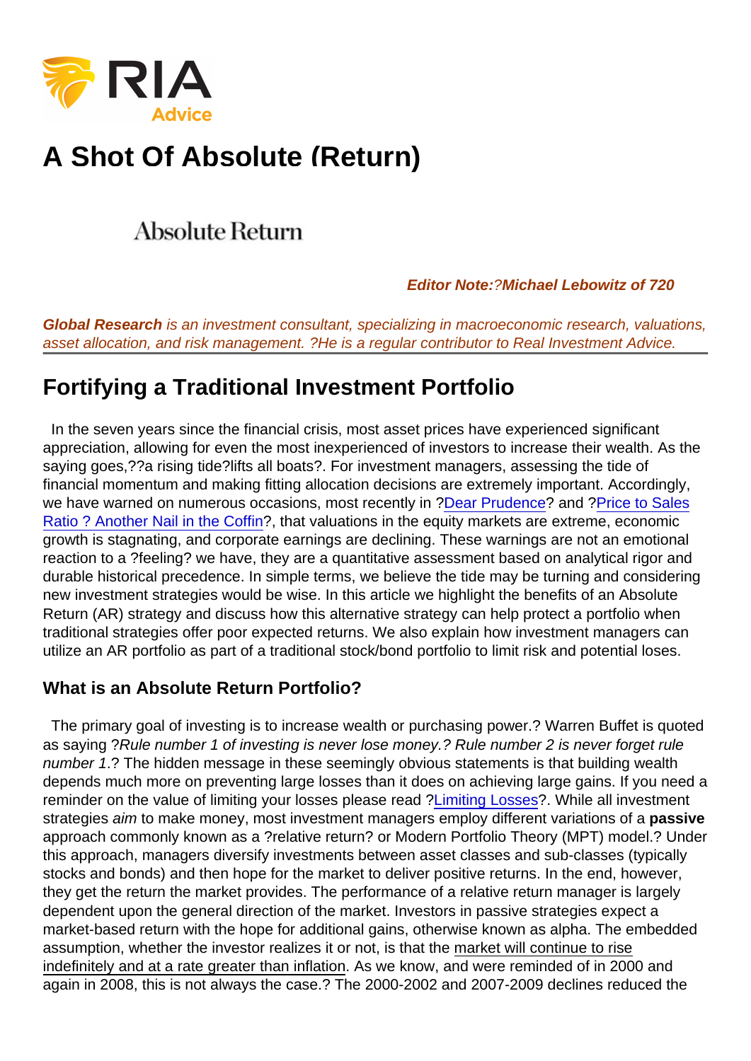# A Shot Of Absolute (Return)

Absolute Return

***Editor Note:*** *?**Michael Lebowitz of 720***

***Global Research*** *is an investment consultant, specializing in macroeconomic research, valuations, asset allocation, and risk management. ?He is a regular contributor to Real Investment Advice.*

## Fortifying a Traditional Investment Portfolio

In the seven years since the financial crisis, most asset prices have experienced significant appreciation, allowing for even the most inexperienced of investors to increase their wealth. As the saying goes,??a rising tide?lifts all boats?. For investment managers, assessing the tide of financial momentum and making fitting allocation decisions are extremely important. Accordingly, we have warned on numerous occasions, most recently in ?Dear Prudence? and ?Price to Sales Ratio ? Another Nail in the Coffin?, that valuations in the equity markets are extreme, economic growth is stagnating, and corporate earnings are declining. These warnings are not an emotional reaction to a ?feeling? we have, they are a quantitative assessment based on analytical rigor and durable historical precedence. In simple terms, we believe the tide may be turning and considering new investment strategies would be wise. In this article we highlight the benefits of an Absolute Return (AR) strategy and discuss how this alternative strategy can help protect a portfolio when traditional strategies offer poor expected returns. We also explain how investment managers can utilize an AR portfolio as part of a traditional stock/bond portfolio to limit risk and potential loses.

### What is an Absolute Return Portfolio?

The primary goal of investing is to increase wealth or purchasing power.? Warren Buffet is quoted as saying ?*Rule number 1 of investing is never lose money.? Rule number 2 is never forget rule number 1*.? The hidden message in these seemingly obvious statements is that building wealth depends much more on preventing large losses than it does on achieving large gains. If you need a reminder on the value of limiting your losses please read ?Limiting Losses?. While all investment strategies *aim* to make money, most investment managers employ different variations of a **passive** approach commonly known as a ?relative return? or Modern Portfolio Theory (MPT) model.? Under this approach, managers diversify investments between asset classes and sub-classes (typically stocks and bonds) and then hope for the market to deliver positive returns. In the end, however, they get the return the market provides. The performance of a relative return manager is largely dependent upon the general direction of the market. Investors in passive strategies expect a market-based return with the hope for additional gains, otherwise known as alpha. The embedded assumption, whether the investor realizes it or not, is that the market will continue to rise indefinitely and at a rate greater than inflation. As we know, and were reminded of in 2000 and again in 2008, this is not always the case.? The 2000-2002 and 2007-2009 declines reduced the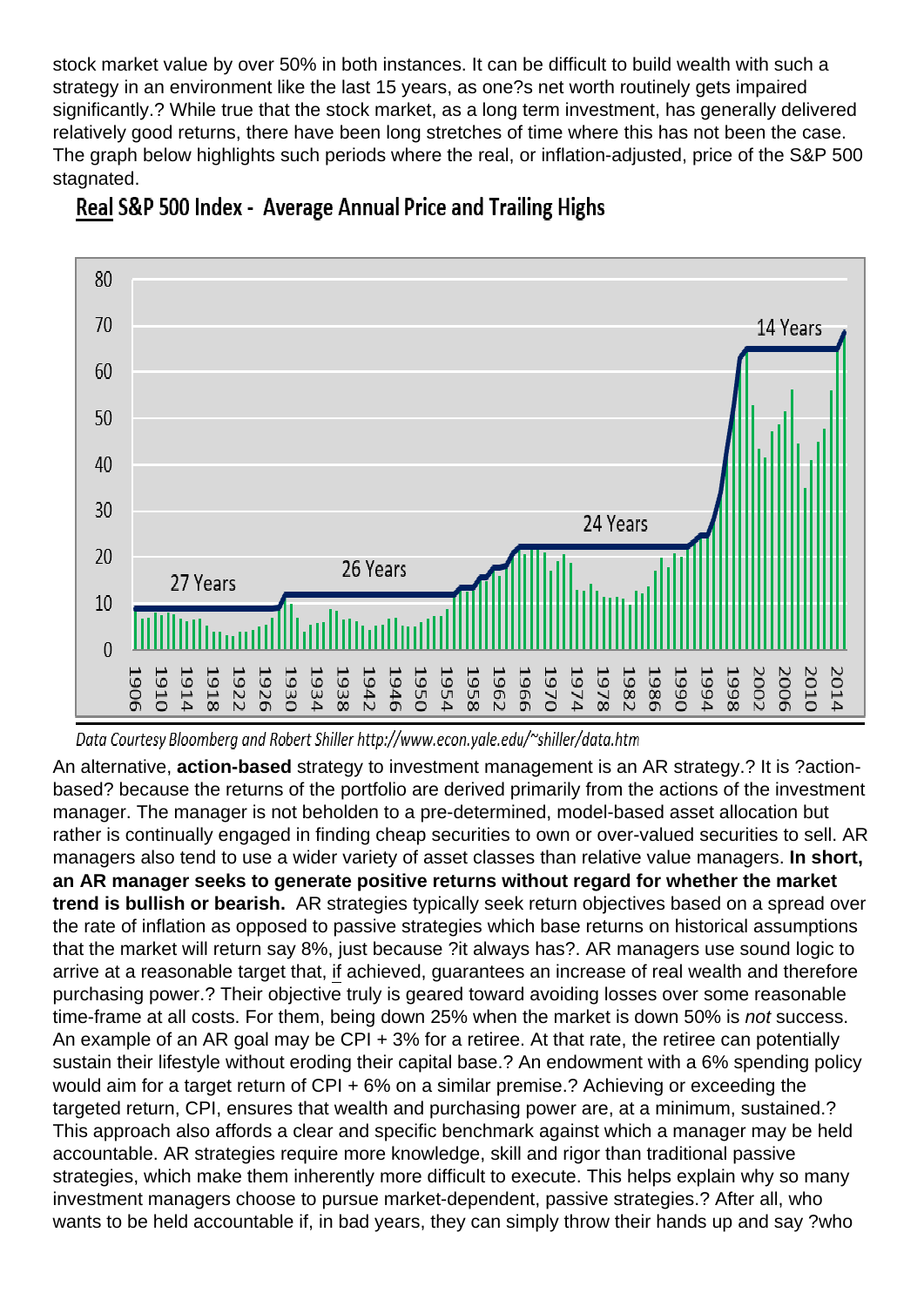stock market value by over 50% in both instances. It can be difficult to build wealth with such a strategy in an environment like the last 15 years, as one?s net worth routinely gets impaired significantly.? While true that the stock market, as a long term investment, has generally delivered relatively good returns, there have been long stretches of time where this has not been the case. The graph below highlights such periods where the real, or inflation-adjusted, price of the S&P 500 stagnated.

**Real S&P 500 Index - Average Annual Price and Trailing Highs**

Data Courtesy Bloomberg and Robert Shiller http://www.econ.yale.edu/~shiller/data.htm

An alternative, **action-based** strategy to investment management is an AR strategy.? It is ?action-based? because the returns of the portfolio are derived primarily from the actions of the investment manager. The manager is not beholden to a pre-determined, model-based asset allocation but rather is continually engaged in finding cheap securities to own or over-valued securities to sell. AR managers also tend to use a wider variety of asset classes than relative value managers. **In short, an AR manager seeks to generate positive returns without regard for whether the market trend is bullish or bearish.** AR strategies typically seek return objectives based on a spread over the rate of inflation as opposed to passive strategies which base returns on historical assumptions that the market will return say 8%, just because ?it always has?. AR managers use sound logic to arrive at a reasonable target that, if achieved, guarantees an increase of real wealth and therefore purchasing power.? Their objective truly is geared toward avoiding losses over some reasonable time-frame at all costs. For them, being down 25% when the market is down 50% is *not* success. An example of an AR goal may be CPI + 3% for a retiree. At that rate, the retiree can potentially sustain their lifestyle without eroding their capital base.? An endowment with a 6% spending policy would aim for a target return of CPI + 6% on a similar premise.? Achieving or exceeding the targeted return, CPI, ensures that wealth and purchasing power are, at a minimum, sustained.? This approach also affords a clear and specific benchmark against which a manager may be held accountable. AR strategies require more knowledge, skill and rigor than traditional passive strategies, which make them inherently more difficult to execute. This helps explain why so many investment managers choose to pursue market-dependent, passive strategies.? After all, who wants to be held accountable if, in bad years, they can simply throw their hands up and say ?who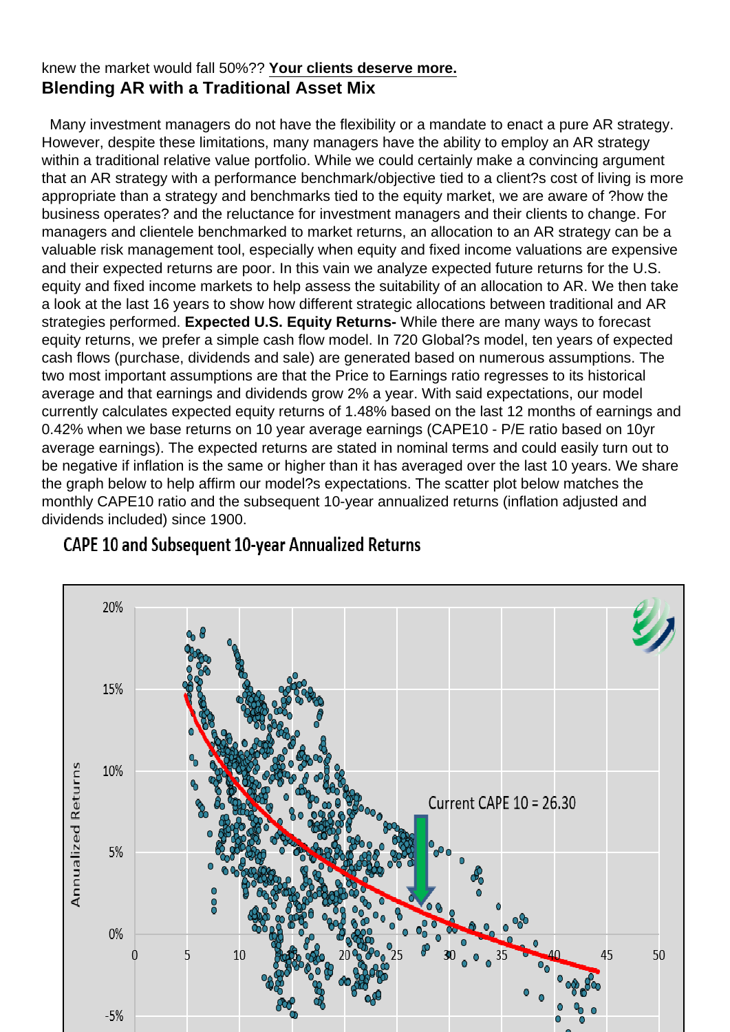knew the market would fall 50%?? **Your clients deserve more.**

**Blending AR with a Traditional Asset Mix**

Many investment managers do not have the flexibility or a mandate to enact a pure AR strategy. However, despite these limitations, many managers have the ability to employ an AR strategy within a traditional relative value portfolio. While we could certainly make a convincing argument that an AR strategy with a performance benchmark/objective tied to a client?s cost of living is more appropriate than a strategy and benchmarks tied to the equity market, we are aware of ?how the business operates? and the reluctance for investment managers and their clients to change. For managers and clientele benchmarked to market returns, an allocation to an AR strategy can be a valuable risk management tool, especially when equity and fixed income valuations are expensive and their expected returns are poor. In this vain we analyze expected future returns for the U.S. equity and fixed income markets to help assess the suitability of an allocation to AR. We then take a look at the last 16 years to show how different strategic allocations between traditional and AR strategies performed. **Expected U.S. Equity Returns-** While there are many ways to forecast equity returns, we prefer a simple cash flow model. In 720 Global?s model, ten years of expected cash flows (purchase, dividends and sale) are generated based on numerous assumptions. The two most important assumptions are that the Price to Earnings ratio regresses to its historical average and that earnings and dividends grow 2% a year. With said expectations, our model currently calculates expected equity returns of 1.48% based on the last 12 months of earnings and 0.42% when we base returns on 10 year average earnings (CAPE10 - P/E ratio based on 10yr average earnings). The expected returns are stated in nominal terms and could easily turn out to be negative if inflation is the same or higher than it has averaged over the last 10 years. We share the graph below to help affirm our model?s expectations. The scatter plot below matches the monthly CAPE10 ratio and the subsequent 10-year annualized returns (inflation adjusted and dividends included) since 1900.

CAPE 10 and Subsequent 10-year Annualized Returns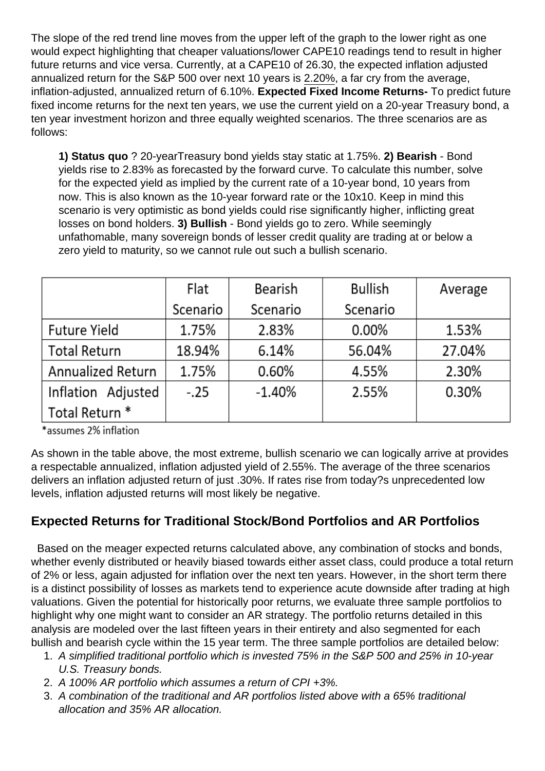The slope of the red trend line moves from the upper left of the graph to the lower right as one would expect highlighting that cheaper valuations/lower CAPE10 readings tend to result in higher future returns and vice versa. Currently, at a CAPE10 of 26.30, the expected inflation adjusted annualized return for the S&P 500 over next 10 years is 2.20%, a far cry from the average, inflation-adjusted, annualized return of 6.10%. **Expected Fixed Income Returns-** To predict future fixed income returns for the next ten years, we use the current yield on a 20-year Treasury bond, a ten year investment horizon and three equally weighted scenarios. The three scenarios are as follows:

> **1) Status quo** ? 20-yearTreasury bond yields stay static at 1.75%. **2) Bearish** - Bond yields rise to 2.83% as forecasted by the forward curve. To calculate this number, solve for the expected yield as implied by the current rate of a 10-year bond, 10 years from now. This is also known as the 10-year forward rate or the 10x10. Keep in mind this scenario is very optimistic as bond yields could rise significantly higher, inflicting great losses on bond holders. **3) Bullish** - Bond yields go to zero. While seemingly unfathomable, many sovereign bonds of lesser credit quality are trading at or below a zero yield to maturity, so we cannot rule out such a bullish scenario.

| | Flat Scenario | Bearish Scenario | Bullish Scenario | Average |
|---|---|---|---|---|
| Future Yield | 1.75% | 2.83% | 0.00% | 1.53% |
| Total Return | 18.94% | 6.14% | 56.04% | 27.04% |
| Annualized Return | 1.75% | 0.60% | 4.55% | 2.30% |
| Inflation Adjusted Total Return * | -.25 | -1.40% | 2.55% | 0.30% |

*assumes 2% inflation

As shown in the table above, the most extreme, bullish scenario we can logically arrive at provides a respectable annualized, inflation adjusted yield of 2.55%. The average of the three scenarios delivers an inflation adjusted return of just .30%. If rates rise from today?s unprecedented low levels, inflation adjusted returns will most likely be negative.

## Expected Returns for Traditional Stock/Bond Portfolios and AR Portfolios

Based on the meager expected returns calculated above, any combination of stocks and bonds, whether evenly distributed or heavily biased towards either asset class, could produce a total return of 2% or less, again adjusted for inflation over the next ten years. However, in the short term there is a distinct possibility of losses as markets tend to experience acute downside after trading at high valuations. Given the potential for historically poor returns, we evaluate three sample portfolios to highlight why one might want to consider an AR strategy. The portfolio returns detailed in this analysis are modeled over the last fifteen years in their entirety and also segmented for each bullish and bearish cycle within the 15 year term. The three sample portfolios are detailed below:

1. *A simplified traditional portfolio which is invested 75% in the S&P 500 and 25% in 10-year U.S. Treasury bonds.*
2. *A 100% AR portfolio which assumes a return of CPI +3%.*
3. *A combination of the traditional and AR portfolios listed above with a 65% traditional allocation and 35% AR allocation.*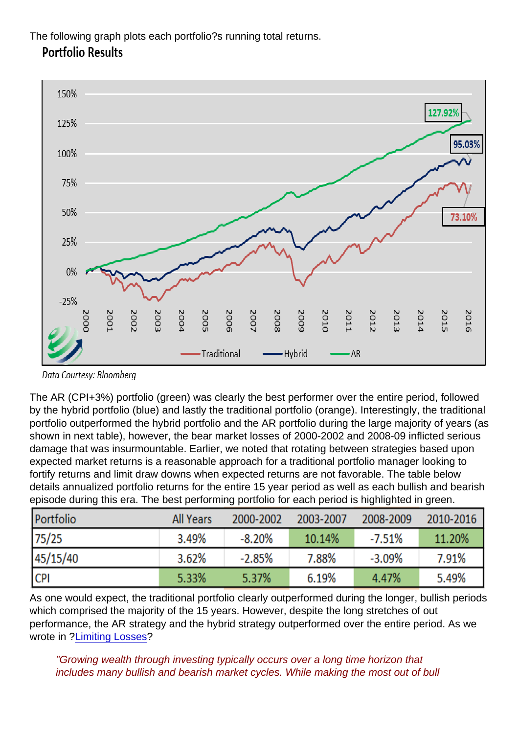The following graph plots each portfolio?s running total returns.

### Portfolio Results

Data Courtesy: Bloomberg

The AR (CPI+3%) portfolio (green) was clearly the best performer over the entire period, followed by the hybrid portfolio (blue) and lastly the traditional portfolio (orange). Interestingly, the traditional portfolio outperformed the hybrid portfolio and the AR portfolio during the large majority of years (as shown in next table), however, the bear market losses of 2000-2002 and 2008-09 inflicted serious damage that was insurmountable. Earlier, we noted that rotating between strategies based upon expected market returns is a reasonable approach for a traditional portfolio manager looking to fortify returns and limit draw downs when expected returns are not favorable. The table below details annualized portfolio returns for the entire 15 year period as well as each bullish and bearish episode during this era. The best performing portfolio for each period is highlighted in green.

| Portfolio | All Years | 2000-2002 | 2003-2007 | 2008-2009 | 2010-2016 |
|---|---|---|---|---|---|
| 75/25 | 3.49% | -8.20% | 10.14% | -7.51% | 11.20% |
| 45/15/40 | 3.62% | -2.85% | 7.88% | -3.09% | 7.91% |
| CPI | 5.33% | 5.37% | 6.19% | 4.47% | 5.49% |

As one would expect, the traditional portfolio clearly outperformed during the longer, bullish periods which comprised the majority of the 15 years. However, despite the long stretches of out performance, the AR strategy and the hybrid strategy outperformed over the entire period. As we wrote in ?Limiting Losses?

> *"Growing wealth through investing typically occurs over a long time horizon that includes many bullish and bearish market cycles. While making the most out of bull*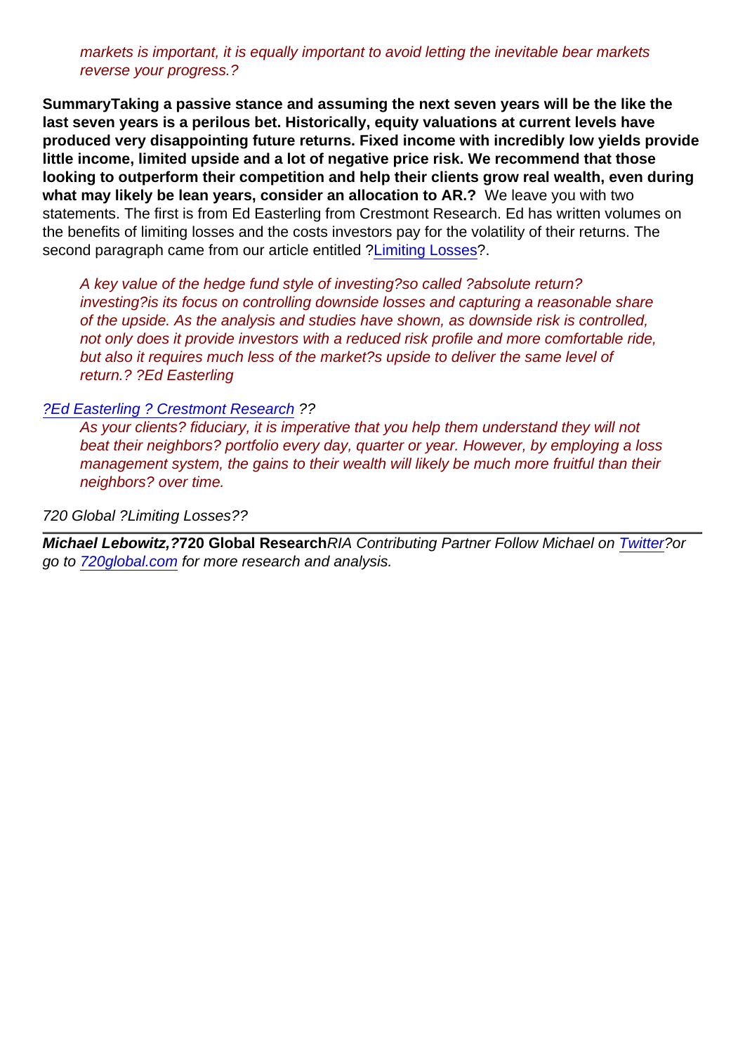*markets is important, it is equally important to avoid letting the inevitable bear markets reverse your progress.?*

**SummaryTaking a passive stance and assuming the next seven years will be the like the last seven years is a perilous bet. Historically, equity valuations at current levels have produced very disappointing future returns. Fixed income with incredibly low yields provide little income, limited upside and a lot of negative price risk. We recommend that those looking to outperform their competition and help their clients grow real wealth, even during what may likely be lean years, consider an allocation to AR.?** We leave you with two statements. The first is from Ed Easterling from Crestmont Research. Ed has written volumes on the benefits of limiting losses and the costs investors pay for the volatility of their returns. The second paragraph came from our article entitled ?Limiting Losses?.

> *A key value of the hedge fund style of investing?so called ?absolute return? investing?is its focus on controlling downside losses and capturing a reasonable share of the upside. As the analysis and studies have shown, as downside risk is controlled, not only does it provide investors with a reduced risk profile and more comfortable ride, but also it requires much less of the market?s upside to deliver the same level of return.? ?Ed Easterling*

*?Ed Easterling ? Crestmont Research ??*

> *As your clients? fiduciary, it is imperative that you help them understand they will not beat their neighbors? portfolio every day, quarter or year. However, by employing a loss management system, the gains to their wealth will likely be much more fruitful than their neighbors? over time.*

*720 Global ?Limiting Losses??*

---

***Michael Lebowitz,?*720 Global Research***RIA Contributing Partner Follow Michael on Twitter?or go to 720global.com for more research and analysis.*